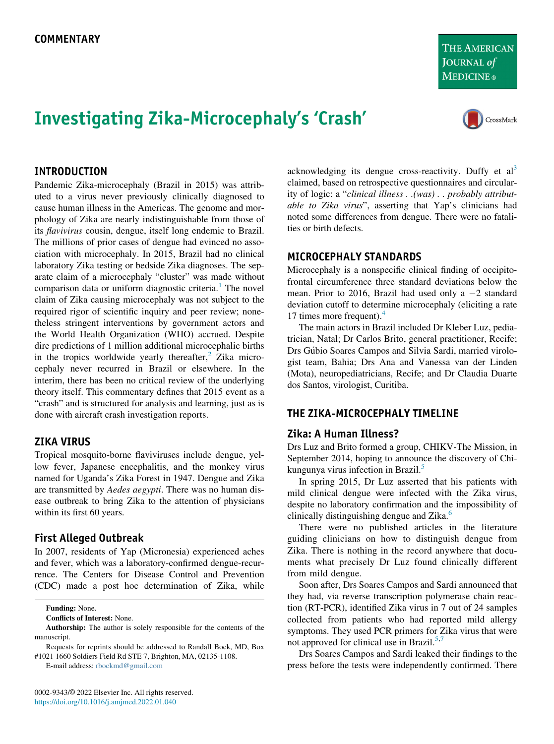COMMENTARY

# Investigating Zika-Microcephaly's 'Crash'

## INTRODUCTION

Pandemic Zika-microcephaly (Brazil in 2015) was attributed to a virus never previously clinically diagnosed to cause human illness in the Americas. The genome and morphology of Zika are nearly indistinguishable from those of its *flavivirus* cousin, dengue, itself long endemic to Brazil. The millions of prior cases of dengue had evinced no association with microcephaly. In 2015, Brazil had no clinical laboratory Zika testing or bedside Zika diagnoses. The separate claim of a microcephaly "cluster" was made without comparison data or uniform diagnostic criteria.[1] The novel claim of Zika causing microcephaly was not subject to the required rigor of scientific inquiry and peer review; nonetheless stringent interventions by government actors and the World Health Organization (WHO) accrued. Despite dire predictions of 1 million additional microcephalic births in the tropics worldwide yearly thereafter,[2] Zika microcephaly never recurred in Brazil or elsewhere. In the interim, there has been no critical review of the underlying theory itself. This commentary defines that 2015 event as a "crash" and is structured for analysis and learning, just as is done with aircraft crash investigation reports.

## ZIKA VIRUS

Tropical mosquito-borne flaviviruses include dengue, yellow fever, Japanese encephalitis, and the monkey virus named for Uganda's Zika Forest in 1947. Dengue and Zika are transmitted by *Aedes aegypti*. There was no human disease outbreak to bring Zika to the attention of physicians within its first 60 years.

### First Alleged Outbreak

In 2007, residents of Yap (Micronesia) experienced aches and fever, which was a laboratory-confirmed dengue-recurrence. The Centers for Disease Control and Prevention (CDC) made a post hoc determination of Zika, while acknowledging its dengue cross-reactivity. Duffy et al[3] claimed, based on retrospective questionnaires and circularity of logic: a "*clinical illness . .(was) . . probably attributable to Zika virus*", asserting that Yap's clinicians had noted some differences from dengue. There were no fatalities or birth defects.

## MICROCEPHALY STANDARDS

Microcephaly is a nonspecific clinical finding of occipitofrontal circumference three standard deviations below the mean. Prior to 2016, Brazil had used only a $-2$ standard deviation cutoff to determine microcephaly (eliciting a rate 17 times more frequent).[4]

The main actors in Brazil included Dr Kleber Luz, pediatrician, Natal; Dr Carlos Brito, general practitioner, Recife; Drs Gúbio Soares Campos and Silvia Sardi, married virologist team, Bahia; Drs Ana and Vanessa van der Linden (Mota), neuropediatricians, Recife; and Dr Claudia Duarte dos Santos, virologist, Curitiba.

## THE ZIKA-MICROCEPHALY TIMELINE

### Zika: A Human Illness?

Drs Luz and Brito formed a group, CHIKV-The Mission, in September 2014, hoping to announce the discovery of Chikungunya virus infection in Brazil.[5]

In spring 2015, Dr Luz asserted that his patients with mild clinical dengue were infected with the Zika virus, despite no laboratory confirmation and the impossibility of clinically distinguishing dengue and Zika.[6]

There were no published articles in the literature guiding clinicians on how to distinguish dengue from Zika. There is nothing in the record anywhere that documents what precisely Dr Luz found clinically different from mild dengue.

Soon after, Drs Soares Campos and Sardi announced that they had, via reverse transcription polymerase chain reaction (RT-PCR), identified Zika virus in 7 out of 24 samples collected from patients who had reported mild allergy symptoms. They used PCR primers for Zika virus that were not approved for clinical use in Brazil.[5,7]

Drs Soares Campos and Sardi leaked their findings to the press before the tests were independently confirmed. There

---

**Funding:** None.

**Conflicts of Interest:** None.

**Authorship:** The author is solely responsible for the contents of the manuscript.

Requests for reprints should be addressed to Randall Bock, MD, Box #1021 1660 Soldiers Field Rd STE 7, Brighton, MA, 02135-1108.

E-mail address: rbockmd@gmail.com

0002-9343/© 2022 Elsevier Inc. All rights reserved.
https://doi.org/10.1016/j.amjmed.2022.01.040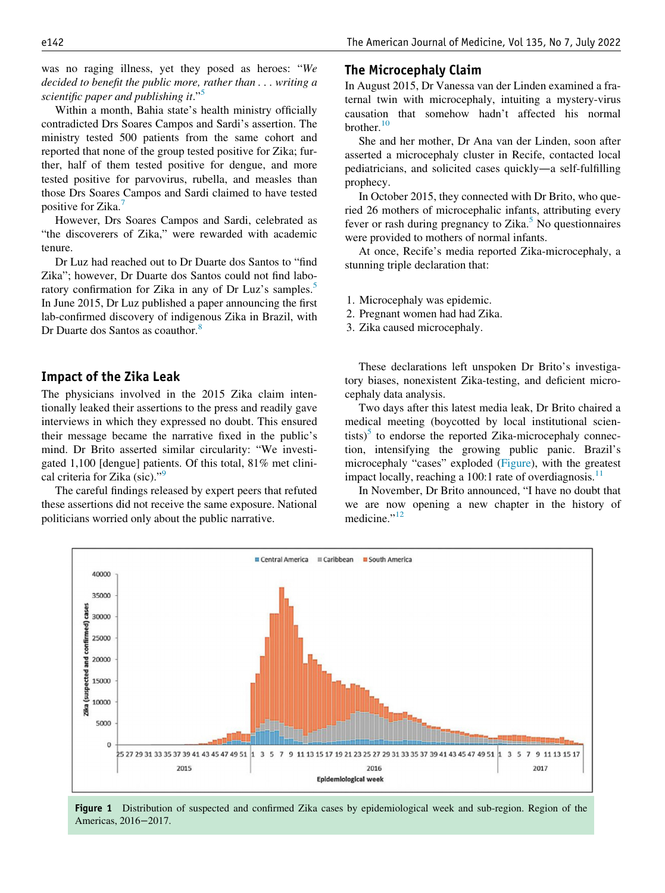was no raging illness, yet they posed as heroes: "*We decided to benefit the public more, rather than . . . writing a scientific paper and publishing it*."[5]

Within a month, Bahia state's health ministry officially contradicted Drs Soares Campos and Sardi's assertion. The ministry tested 500 patients from the same cohort and reported that none of the group tested positive for Zika; further, half of them tested positive for dengue, and more tested positive for parvovirus, rubella, and measles than those Drs Soares Campos and Sardi claimed to have tested positive for Zika.[7]

However, Drs Soares Campos and Sardi, celebrated as "the discoverers of Zika," were rewarded with academic tenure.

Dr Luz had reached out to Dr Duarte dos Santos to "find Zika"; however, Dr Duarte dos Santos could not find laboratory confirmation for Zika in any of Dr Luz's samples.[5] In June 2015, Dr Luz published a paper announcing the first lab-confirmed discovery of indigenous Zika in Brazil, with Dr Duarte dos Santos as coauthor.[8]

## Impact of the Zika Leak

The physicians involved in the 2015 Zika claim intentionally leaked their assertions to the press and readily gave interviews in which they expressed no doubt. This ensured their message became the narrative fixed in the public's mind. Dr Brito asserted similar circularity: "We investigated 1,100 [dengue] patients. Of this total, 81% met clinical criteria for Zika (sic)."[9]

The careful findings released by expert peers that refuted these assertions did not receive the same exposure. National politicians worried only about the public narrative.

## The Microcephaly Claim

In August 2015, Dr Vanessa van der Linden examined a fraternal twin with microcephaly, intuiting a mystery-virus causation that somehow hadn't affected his normal brother.[10]

She and her mother, Dr Ana van der Linden, soon after asserted a microcephaly cluster in Recife, contacted local pediatricians, and solicited cases quickly—a self-fulfilling prophecy.

In October 2015, they connected with Dr Brito, who queried 26 mothers of microcephalic infants, attributing every fever or rash during pregnancy to Zika.[5] No questionnaires were provided to mothers of normal infants.

At once, Recife's media reported Zika-microcephaly, a stunning triple declaration that:

1. Microcephaly was epidemic.
2. Pregnant women had had Zika.
3. Zika caused microcephaly.

These declarations left unspoken Dr Brito's investigatory biases, nonexistent Zika-testing, and deficient microcephaly data analysis.

Two days after this latest media leak, Dr Brito chaired a medical meeting (boycotted by local institutional scientists)[5] to endorse the reported Zika-microcephaly connection, intensifying the growing public panic. Brazil's microcephaly "cases" exploded (Figure), with the greatest impact locally, reaching a 100:1 rate of overdiagnosis.[11]

In November, Dr Brito announced, "I have no doubt that we are now opening a new chapter in the history of medicine."[12]

**Figure 1** Distribution of suspected and confirmed Zika cases by epidemiological week and sub-region. Region of the Americas, 2016−2017.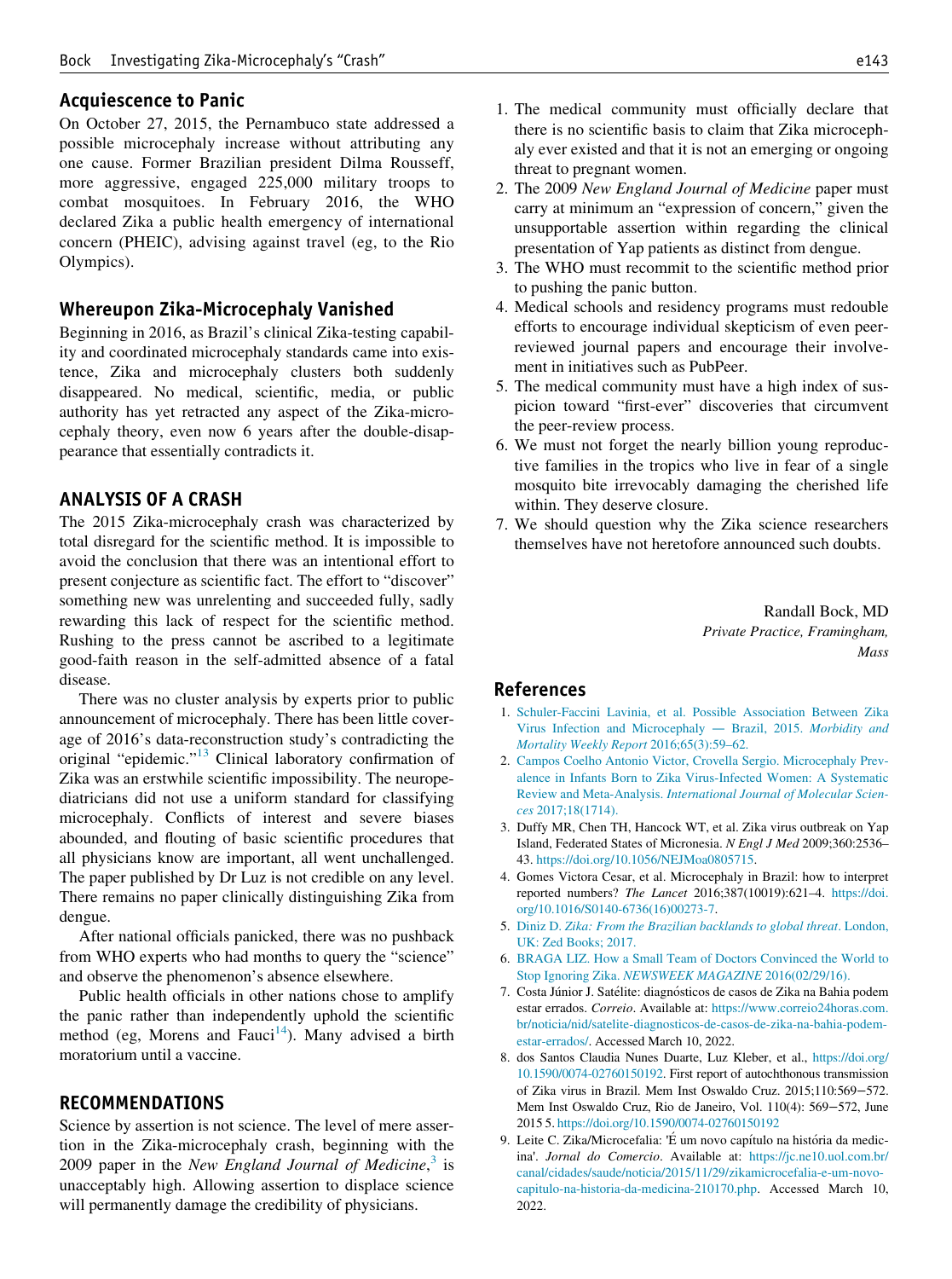## Acquiescence to Panic

On October 27, 2015, the Pernambuco state addressed a possible microcephaly increase without attributing any one cause. Former Brazilian president Dilma Rousseff, more aggressive, engaged 225,000 military troops to combat mosquitoes. In February 2016, the WHO declared Zika a public health emergency of international concern (PHEIC), advising against travel (eg, to the Rio Olympics).

## Whereupon Zika-Microcephaly Vanished

Beginning in 2016, as Brazil's clinical Zika-testing capability and coordinated microcephaly standards came into existence, Zika and microcephaly clusters both suddenly disappeared. No medical, scientific, media, or public authority has yet retracted any aspect of the Zika-microcephaly theory, even now 6 years after the double-disappearance that essentially contradicts it.

## ANALYSIS OF A CRASH

The 2015 Zika-microcephaly crash was characterized by total disregard for the scientific method. It is impossible to avoid the conclusion that there was an intentional effort to present conjecture as scientific fact. The effort to "discover" something new was unrelenting and succeeded fully, sadly rewarding this lack of respect for the scientific method. Rushing to the press cannot be ascribed to a legitimate good-faith reason in the self-admitted absence of a fatal disease.

There was no cluster analysis by experts prior to public announcement of microcephaly. There has been little coverage of 2016's data-reconstruction study's contradicting the original "epidemic."[13] Clinical laboratory confirmation of Zika was an erstwhile scientific impossibility. The neuropediatricians did not use a uniform standard for classifying microcephaly. Conflicts of interest and severe biases abounded, and flouting of basic scientific procedures that all physicians know are important, all went unchallenged. The paper published by Dr Luz is not credible on any level. There remains no paper clinically distinguishing Zika from dengue.

After national officials panicked, there was no pushback from WHO experts who had months to query the "science" and observe the phenomenon's absence elsewhere.

Public health officials in other nations chose to amplify the panic rather than independently uphold the scientific method (eg, Morens and Fauci[14]). Many advised a birth moratorium until a vaccine.

## RECOMMENDATIONS

Science by assertion is not science. The level of mere assertion in the Zika-microcephaly crash, beginning with the 2009 paper in the *New England Journal of Medicine*,[3] is unacceptably high. Allowing assertion to displace science will permanently damage the credibility of physicians.

1. The medical community must officially declare that there is no scientific basis to claim that Zika microcephaly ever existed and that it is not an emerging or ongoing threat to pregnant women.
2. The 2009 *New England Journal of Medicine* paper must carry at minimum an "expression of concern," given the unsupportable assertion within regarding the clinical presentation of Yap patients as distinct from dengue.
3. The WHO must recommit to the scientific method prior to pushing the panic button.
4. Medical schools and residency programs must redouble efforts to encourage individual skepticism of even peer-reviewed journal papers and encourage their involvement in initiatives such as PubPeer.
5. The medical community must have a high index of suspicion toward "first-ever" discoveries that circumvent the peer-review process.
6. We must not forget the nearly billion young reproductive families in the tropics who live in fear of a single mosquito bite irrevocably damaging the cherished life within. They deserve closure.
7. We should question why the Zika science researchers themselves have not heretofore announced such doubts.

Randall Bock, MD
*Private Practice, Framingham, Mass*

## References

1. Schuler-Faccini Lavinia, et al. Possible Association Between Zika Virus Infection and Microcephaly — Brazil, 2015. *Morbidity and Mortality Weekly Report* 2016;65(3):59–62.
2. Campos Coelho Antonio Victor, Crovella Sergio. Microcephaly Prevalence in Infants Born to Zika Virus-Infected Women: A Systematic Review and Meta-Analysis. *International Journal of Molecular Sciences* 2017;18(1714).
3. Duffy MR, Chen TH, Hancock WT, et al. Zika virus outbreak on Yap Island, Federated States of Micronesia. *N Engl J Med* 2009;360:2536–43. https://doi.org/10.1056/NEJMoa0805715.
4. Gomes Victora Cesar, et al. Microcephaly in Brazil: how to interpret reported numbers? *The Lancet* 2016;387(10019):621–4. https://doi.org/10.1016/S0140-6736(16)00273-7.
5. Diniz D. *Zika: From the Brazilian backlands to global threat*. London, UK: Zed Books; 2017.
6. BRAGA LIZ. How a Small Team of Doctors Convinced the World to Stop Ignoring Zika. *NEWSWEEK MAGAZINE* 2016(02/29/16).
7. Costa Júnior J. Satélite: diagnósticos de casos de Zika na Bahia podem estar errados. *Correio*. Available at: https://www.correio24horas.com.br/noticia/nid/satelite-diagnosticos-de-casos-de-zika-na-bahia-podem-estar-errados/. Accessed March 10, 2022.
8. dos Santos Claudia Nunes Duarte, Luz Kleber, et al., https://doi.org/10.1590/0074-02760150192. First report of autochthonous transmission of Zika virus in Brazil. Mem Inst Oswaldo Cruz. 2015;110:569−572. Mem Inst Oswaldo Cruz, Rio de Janeiro, Vol. 110(4): 569−572, June 2015 5. https://doi.org/10.1590/0074-02760150192
9. Leite C. Zika/Microcefalia: 'É um novo capítulo na história da medicina'. *Jornal do Comercio*. Available at: https://jc.ne10.uol.com.br/canal/cidades/saude/noticia/2015/11/29/zikamicrocefalia-e-um-novo-capitulo-na-historia-da-medicina-210170.php. Accessed March 10, 2022.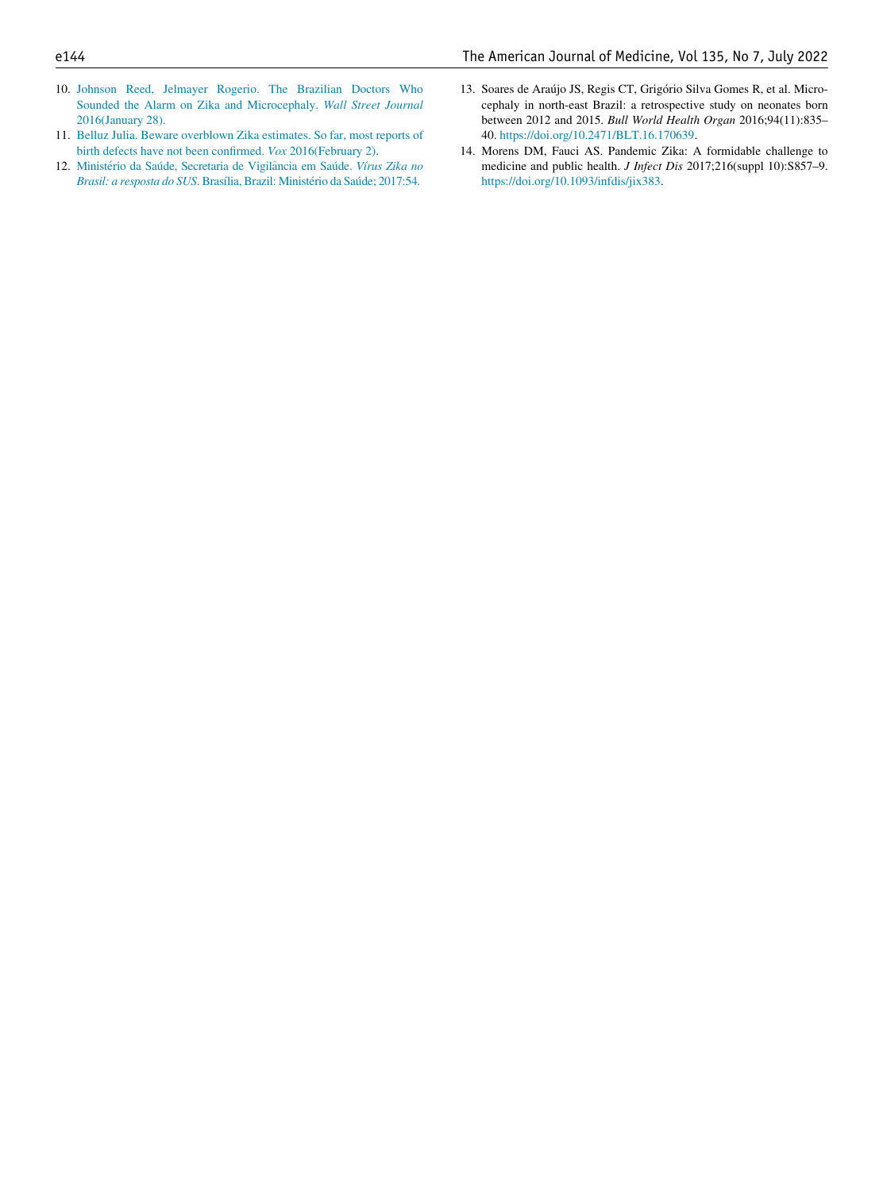10. Johnson Reed, Jelmayer Rogerio. The Brazilian Doctors Who Sounded the Alarm on Zika and Microcephaly. *Wall Street Journal* 2016(January 28).
11. Belluz Julia. Beware overblown Zika estimates. So far, most reports of birth defects have not been confirmed. *Vox* 2016(February 2).
12. Ministério da Saúde, Secretaria de Vigilância em Saúde. *Vírus Zika no Brasil: a resposta do SUS*. Brasília, Brazil: Ministério da Saúde; 2017:54.
13. Soares de Araújo JS, Regis CT, Grigório Silva Gomes R, et al. Microcephaly in north-east Brazil: a retrospective study on neonates born between 2012 and 2015. *Bull World Health Organ* 2016;94(11):835–40. https://doi.org/10.2471/BLT.16.170639.
14. Morens DM, Fauci AS. Pandemic Zika: A formidable challenge to medicine and public health. *J Infect Dis* 2017;216(suppl 10):S857–9. https://doi.org/10.1093/infdis/jix383.